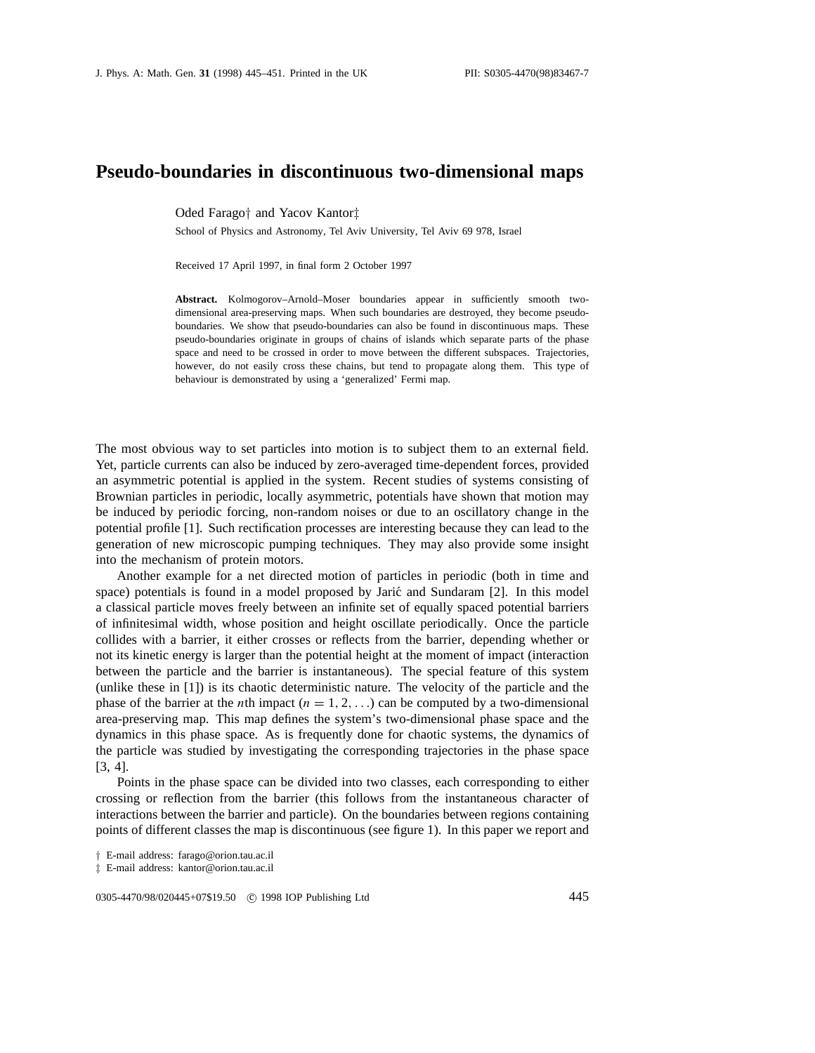# Pseudo-boundaries in discontinuous two-dimensional maps

Oded Farago† and Yacov Kantor‡

School of Physics and Astronomy, Tel Aviv University, Tel Aviv 69 978, Israel

Received 17 April 1997, in final form 2 October 1997

**Abstract.** Kolmogorov–Arnold–Moser boundaries appear in sufficiently smooth two-dimensional area-preserving maps. When such boundaries are destroyed, they become pseudo-boundaries. We show that pseudo-boundaries can also be found in discontinuous maps. These pseudo-boundaries originate in groups of chains of islands which separate parts of the phase space and need to be crossed in order to move between the different subspaces. Trajectories, however, do not easily cross these chains, but tend to propagate along them. This type of behaviour is demonstrated by using a 'generalized' Fermi map.

The most obvious way to set particles into motion is to subject them to an external field. Yet, particle currents can also be induced by zero-averaged time-dependent forces, provided an asymmetric potential is applied in the system. Recent studies of systems consisting of Brownian particles in periodic, locally asymmetric, potentials have shown that motion may be induced by periodic forcing, non-random noises or due to an oscillatory change in the potential profile [1]. Such rectification processes are interesting because they can lead to the generation of new microscopic pumping techniques. They may also provide some insight into the mechanism of protein motors.

Another example for a net directed motion of particles in periodic (both in time and space) potentials is found in a model proposed by Jarić and Sundaram [2]. In this model a classical particle moves freely between an infinite set of equally spaced potential barriers of infinitesimal width, whose position and height oscillate periodically. Once the particle collides with a barrier, it either crosses or reflects from the barrier, depending whether or not its kinetic energy is larger than the potential height at the moment of impact (interaction between the particle and the barrier is instantaneous). The special feature of this system (unlike these in [1]) is its chaotic deterministic nature. The velocity of the particle and the phase of the barrier at the $n$th impact ($n = 1, 2, \ldots$) can be computed by a two-dimensional area-preserving map. This map defines the system's two-dimensional phase space and the dynamics in this phase space. As is frequently done for chaotic systems, the dynamics of the particle was studied by investigating the corresponding trajectories in the phase space [3, 4].

Points in the phase space can be divided into two classes, each corresponding to either crossing or reflection from the barrier (this follows from the instantaneous character of interactions between the barrier and particle). On the boundaries between regions containing points of different classes the map is discontinuous (see figure 1). In this paper we report and

† E-mail address: farago@orion.tau.ac.il

‡ E-mail address: kantor@orion.tau.ac.il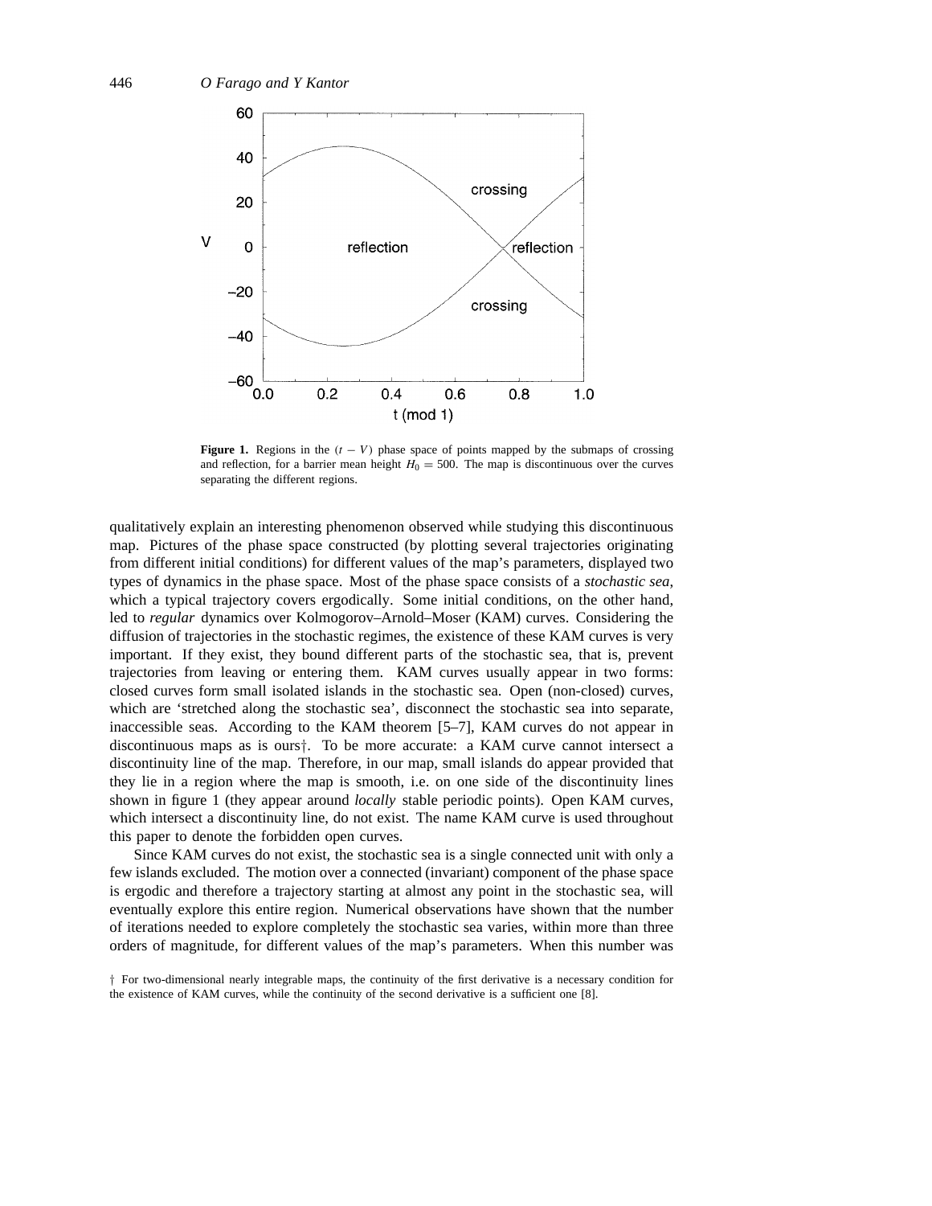**Figure 1.** Regions in the $(t - V)$ phase space of points mapped by the submaps of crossing and reflection, for a barrier mean height $H_0 = 500$. The map is discontinuous over the curves separating the different regions.

qualitatively explain an interesting phenomenon observed while studying this discontinuous map. Pictures of the phase space constructed (by plotting several trajectories originating from different initial conditions) for different values of the map's parameters, displayed two types of dynamics in the phase space. Most of the phase space consists of a *stochastic sea*, which a typical trajectory covers ergodically. Some initial conditions, on the other hand, led to *regular* dynamics over Kolmogorov–Arnold–Moser (KAM) curves. Considering the diffusion of trajectories in the stochastic regimes, the existence of these KAM curves is very important. If they exist, they bound different parts of the stochastic sea, that is, prevent trajectories from leaving or entering them. KAM curves usually appear in two forms: closed curves form small isolated islands in the stochastic sea. Open (non-closed) curves, which are 'stretched along the stochastic sea', disconnect the stochastic sea into separate, inaccessible seas. According to the KAM theorem [5–7], KAM curves do not appear in discontinuous maps as is ours†. To be more accurate: a KAM curve cannot intersect a discontinuity line of the map. Therefore, in our map, small islands do appear provided that they lie in a region where the map is smooth, i.e. on one side of the discontinuity lines shown in figure 1 (they appear around *locally* stable periodic points). Open KAM curves, which intersect a discontinuity line, do not exist. The name KAM curve is used throughout this paper to denote the forbidden open curves.

Since KAM curves do not exist, the stochastic sea is a single connected unit with only a few islands excluded. The motion over a connected (invariant) component of the phase space is ergodic and therefore a trajectory starting at almost any point in the stochastic sea, will eventually explore this entire region. Numerical observations have shown that the number of iterations needed to explore completely the stochastic sea varies, within more than three orders of magnitude, for different values of the map's parameters. When this number was

† For two-dimensional nearly integrable maps, the continuity of the first derivative is a necessary condition for the existence of KAM curves, while the continuity of the second derivative is a sufficient one [8].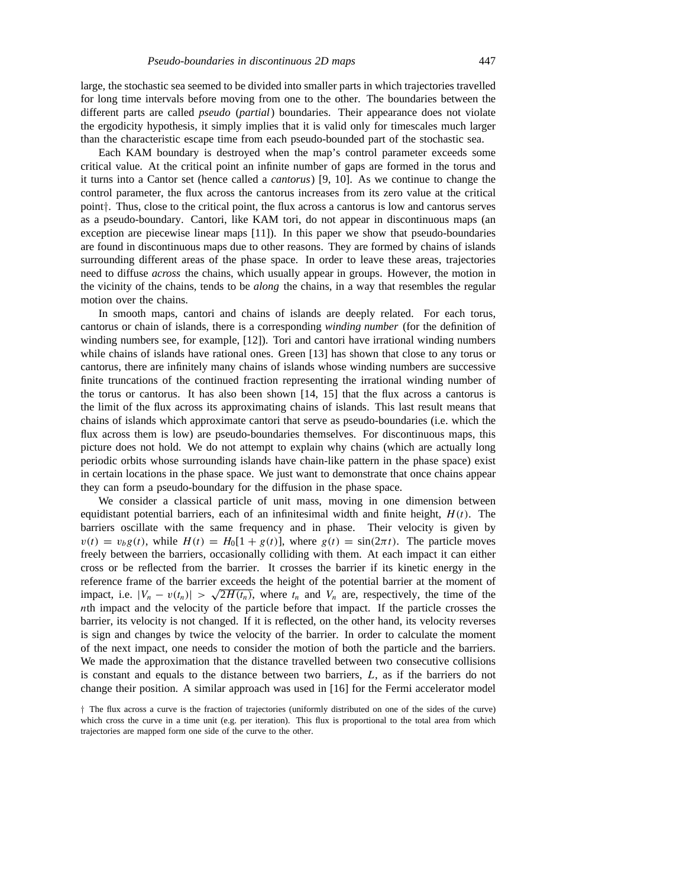large, the stochastic sea seemed to be divided into smaller parts in which trajectories travelled for long time intervals before moving from one to the other. The boundaries between the different parts are called *pseudo* (*partial*) boundaries. Their appearance does not violate the ergodicity hypothesis, it simply implies that it is valid only for timescales much larger than the characteristic escape time from each pseudo-bounded part of the stochastic sea.

Each KAM boundary is destroyed when the map's control parameter exceeds some critical value. At the critical point an infinite number of gaps are formed in the torus and it turns into a Cantor set (hence called a *cantorus*) [9, 10]. As we continue to change the control parameter, the flux across the cantorus increases from its zero value at the critical point†. Thus, close to the critical point, the flux across a cantorus is low and cantorus serves as a pseudo-boundary. Cantori, like KAM tori, do not appear in discontinuous maps (an exception are piecewise linear maps [11]). In this paper we show that pseudo-boundaries are found in discontinuous maps due to other reasons. They are formed by chains of islands surrounding different areas of the phase space. In order to leave these areas, trajectories need to diffuse *across* the chains, which usually appear in groups. However, the motion in the vicinity of the chains, tends to be *along* the chains, in a way that resembles the regular motion over the chains.

In smooth maps, cantori and chains of islands are deeply related. For each torus, cantorus or chain of islands, there is a corresponding *winding number* (for the definition of winding numbers see, for example, [12]). Tori and cantori have irrational winding numbers while chains of islands have rational ones. Green [13] has shown that close to any torus or cantorus, there are infinitely many chains of islands whose winding numbers are successive finite truncations of the continued fraction representing the irrational winding number of the torus or cantorus. It has also been shown [14, 15] that the flux across a cantorus is the limit of the flux across its approximating chains of islands. This last result means that chains of islands which approximate cantori that serve as pseudo-boundaries (i.e. which the flux across them is low) are pseudo-boundaries themselves. For discontinuous maps, this picture does not hold. We do not attempt to explain why chains (which are actually long periodic orbits whose surrounding islands have chain-like pattern in the phase space) exist in certain locations in the phase space. We just want to demonstrate that once chains appear they can form a pseudo-boundary for the diffusion in the phase space.

We consider a classical particle of unit mass, moving in one dimension between equidistant potential barriers, each of an infinitesimal width and finite height, $H(t)$. The barriers oscillate with the same frequency and in phase. Their velocity is given by $v(t) = v_b g(t)$, while $H(t) = H_0[1 + g(t)]$, where $g(t) = \sin(2\pi t)$. The particle moves freely between the barriers, occasionally colliding with them. At each impact it can either cross or be reflected from the barrier. It crosses the barrier if its kinetic energy in the reference frame of the barrier exceeds the height of the potential barrier at the moment of impact, i.e. $|V_n - v(t_n)| > \sqrt{2H(t_n)}$, where $t_n$ and $V_n$ are, respectively, the time of the $n$th impact and the velocity of the particle before that impact. If the particle crosses the barrier, its velocity is not changed. If it is reflected, on the other hand, its velocity reverses is sign and changes by twice the velocity of the barrier. In order to calculate the moment of the next impact, one needs to consider the motion of both the particle and the barriers. We made the approximation that the distance travelled between two consecutive collisions is constant and equals to the distance between two barriers, $L$, as if the barriers do not change their position. A similar approach was used in [16] for the Fermi accelerator model

† The flux across a curve is the fraction of trajectories (uniformly distributed on one of the sides of the curve) which cross the curve in a time unit (e.g. per iteration). This flux is proportional to the total area from which trajectories are mapped form one side of the curve to the other.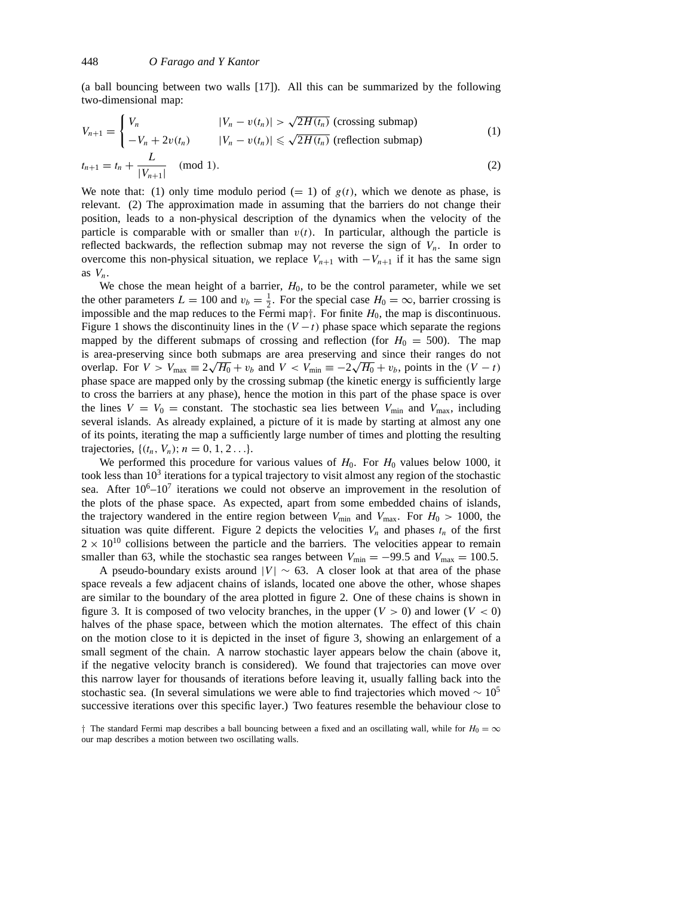(a ball bouncing between two walls [17]). All this can be summarized by the following two-dimensional map:

$$V_{n+1} = \begin{cases} V_n & |V_n - v(t_n)| > \sqrt{2H(t_n)} \text{ (crossing submap)} \\ -V_n + 2v(t_n) & |V_n - v(t_n)| \leqslant \sqrt{2H(t_n)} \text{ (reflection submap)} \end{cases} \tag{1}$$

$$t_{n+1} = t_n + \frac{L}{|V_{n+1}|} \pmod 1. \tag{2}$$

We note that: (1) only time modulo period ($= 1$) of $g(t)$, which we denote as phase, is relevant. (2) The approximation made in assuming that the barriers do not change their position, leads to a non-physical description of the dynamics when the velocity of the particle is comparable with or smaller than $v(t)$. In particular, although the particle is reflected backwards, the reflection submap may not reverse the sign of $V_n$. In order to overcome this non-physical situation, we replace $V_{n+1}$ with $-V_{n+1}$ if it has the same sign as $V_n$.

We chose the mean height of a barrier, $H_0$, to be the control parameter, while we set the other parameters $L = 100$ and $v_b = \frac{1}{2}$. For the special case $H_0 = \infty$, barrier crossing is impossible and the map reduces to the Fermi map†. For finite $H_0$, the map is discontinuous. Figure 1 shows the discontinuity lines in the $(V - t)$ phase space which separate the regions mapped by the different submaps of crossing and reflection (for $H_0 = 500$). The map is area-preserving since both submaps are area preserving and since their ranges do not overlap. For $V > V_{\max} \equiv 2\sqrt{H_0} + v_b$ and $V < V_{\min} \equiv -2\sqrt{H_0} + v_b$, points in the $(V - t)$ phase space are mapped only by the crossing submap (the kinetic energy is sufficiently large to cross the barriers at any phase), hence the motion in this part of the phase space is over the lines $V = V_0 =$ constant. The stochastic sea lies between $V_{\min}$ and $V_{\max}$, including several islands. As already explained, a picture of it is made by starting at almost any one of its points, iterating the map a sufficiently large number of times and plotting the resulting trajectories, $\{(t_n, V_n); n = 0, 1, 2 \ldots\}$.

We performed this procedure for various values of $H_0$. For $H_0$ values below 1000, it took less than $10^3$ iterations for a typical trajectory to visit almost any region of the stochastic sea. After $10^6$–$10^7$ iterations we could not observe an improvement in the resolution of the plots of the phase space. As expected, apart from some embedded chains of islands, the trajectory wandered in the entire region between $V_{\min}$ and $V_{\max}$. For $H_0 > 1000$, the situation was quite different. Figure 2 depicts the velocities $V_n$ and phases $t_n$ of the first $2 \times 10^{10}$ collisions between the particle and the barriers. The velocities appear to remain smaller than 63, while the stochastic sea ranges between $V_{\min} = -99.5$ and $V_{\max} = 100.5$.

A pseudo-boundary exists around $|V| \sim 63$. A closer look at that area of the phase space reveals a few adjacent chains of islands, located one above the other, whose shapes are similar to the boundary of the area plotted in figure 2. One of these chains is shown in figure 3. It is composed of two velocity branches, in the upper ($V > 0$) and lower ($V < 0$) halves of the phase space, between which the motion alternates. The effect of this chain on the motion close to it is depicted in the inset of figure 3, showing an enlargement of a small segment of the chain. A narrow stochastic layer appears below the chain (above it, if the negative velocity branch is considered). We found that trajectories can move over this narrow layer for thousands of iterations before leaving it, usually falling back into the stochastic sea. (In several simulations we were able to find trajectories which moved $\sim 10^5$ successive iterations over this specific layer.) Two features resemble the behaviour close to

† The standard Fermi map describes a ball bouncing between a fixed and an oscillating wall, while for $H_0 = \infty$ our map describes a motion between two oscillating walls.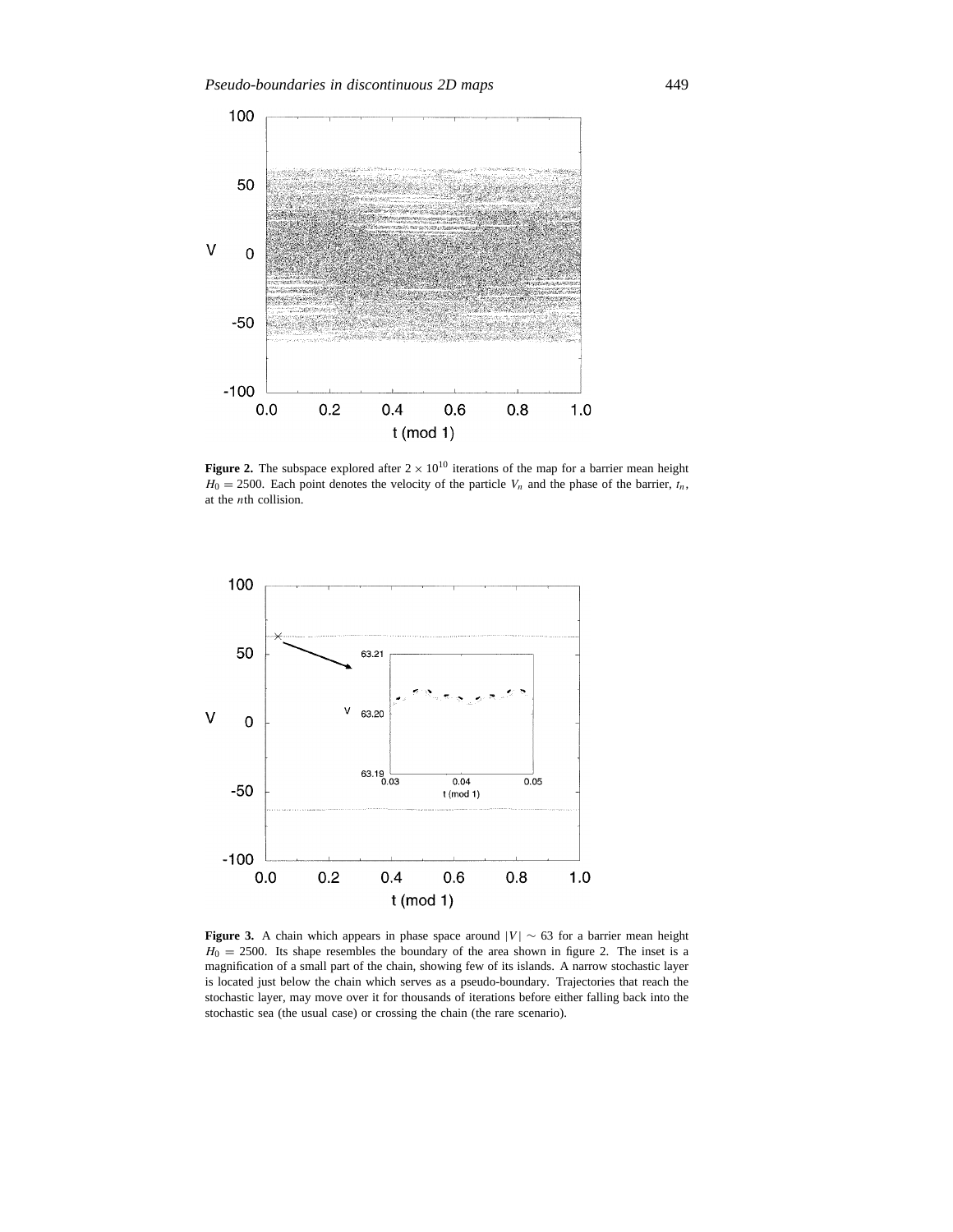**Figure 2.** The subspace explored after $2 \times 10^{10}$ iterations of the map for a barrier mean height $H_0 = 2500$. Each point denotes the velocity of the particle $V_n$ and the phase of the barrier, $t_n$, at the $n$th collision.

**Figure 3.** A chain which appears in phase space around $|V| \sim 63$ for a barrier mean height $H_0 = 2500$. Its shape resembles the boundary of the area shown in figure 2. The inset is a magnification of a small part of the chain, showing few of its islands. A narrow stochastic layer is located just below the chain which serves as a pseudo-boundary. Trajectories that reach the stochastic layer, may move over it for thousands of iterations before either falling back into the stochastic sea (the usual case) or crossing the chain (the rare scenario).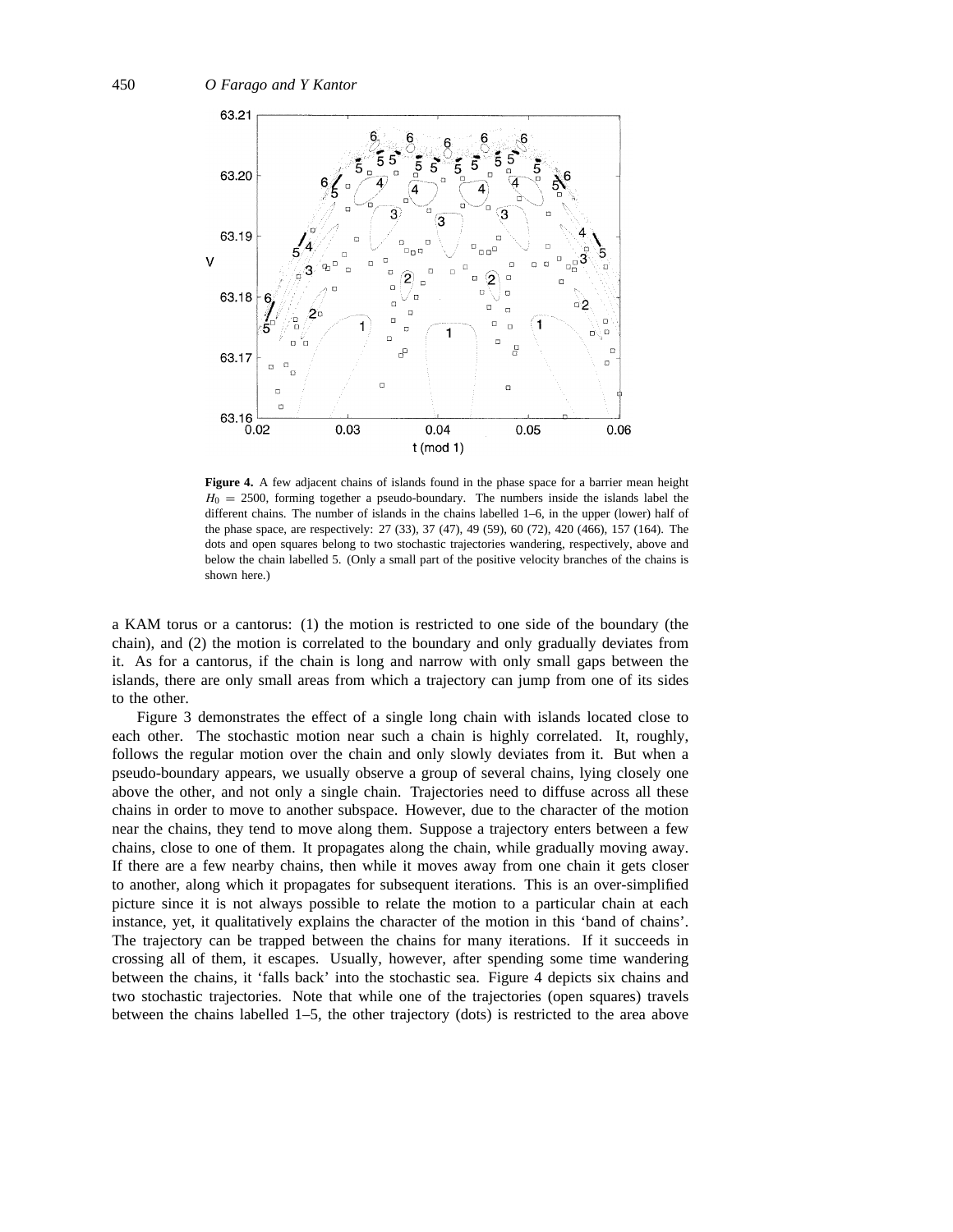**Figure 4.** A few adjacent chains of islands found in the phase space for a barrier mean height $H_0 = 2500$, forming together a pseudo-boundary. The numbers inside the islands label the different chains. The number of islands in the chains labelled 1–6, in the upper (lower) half of the phase space, are respectively: 27 (33), 37 (47), 49 (59), 60 (72), 420 (466), 157 (164). The dots and open squares belong to two stochastic trajectories wandering, respectively, above and below the chain labelled 5. (Only a small part of the positive velocity branches of the chains is shown here.)

a KAM torus or a cantorus: (1) the motion is restricted to one side of the boundary (the chain), and (2) the motion is correlated to the boundary and only gradually deviates from it. As for a cantorus, if the chain is long and narrow with only small gaps between the islands, there are only small areas from which a trajectory can jump from one of its sides to the other.

Figure 3 demonstrates the effect of a single long chain with islands located close to each other. The stochastic motion near such a chain is highly correlated. It, roughly, follows the regular motion over the chain and only slowly deviates from it. But when a pseudo-boundary appears, we usually observe a group of several chains, lying closely one above the other, and not only a single chain. Trajectories need to diffuse across all these chains in order to move to another subspace. However, due to the character of the motion near the chains, they tend to move along them. Suppose a trajectory enters between a few chains, close to one of them. It propagates along the chain, while gradually moving away. If there are a few nearby chains, then while it moves away from one chain it gets closer to another, along which it propagates for subsequent iterations. This is an over-simplified picture since it is not always possible to relate the motion to a particular chain at each instance, yet, it qualitatively explains the character of the motion in this 'band of chains'. The trajectory can be trapped between the chains for many iterations. If it succeeds in crossing all of them, it escapes. Usually, however, after spending some time wandering between the chains, it 'falls back' into the stochastic sea. Figure 4 depicts six chains and two stochastic trajectories. Note that while one of the trajectories (open squares) travels between the chains labelled 1–5, the other trajectory (dots) is restricted to the area above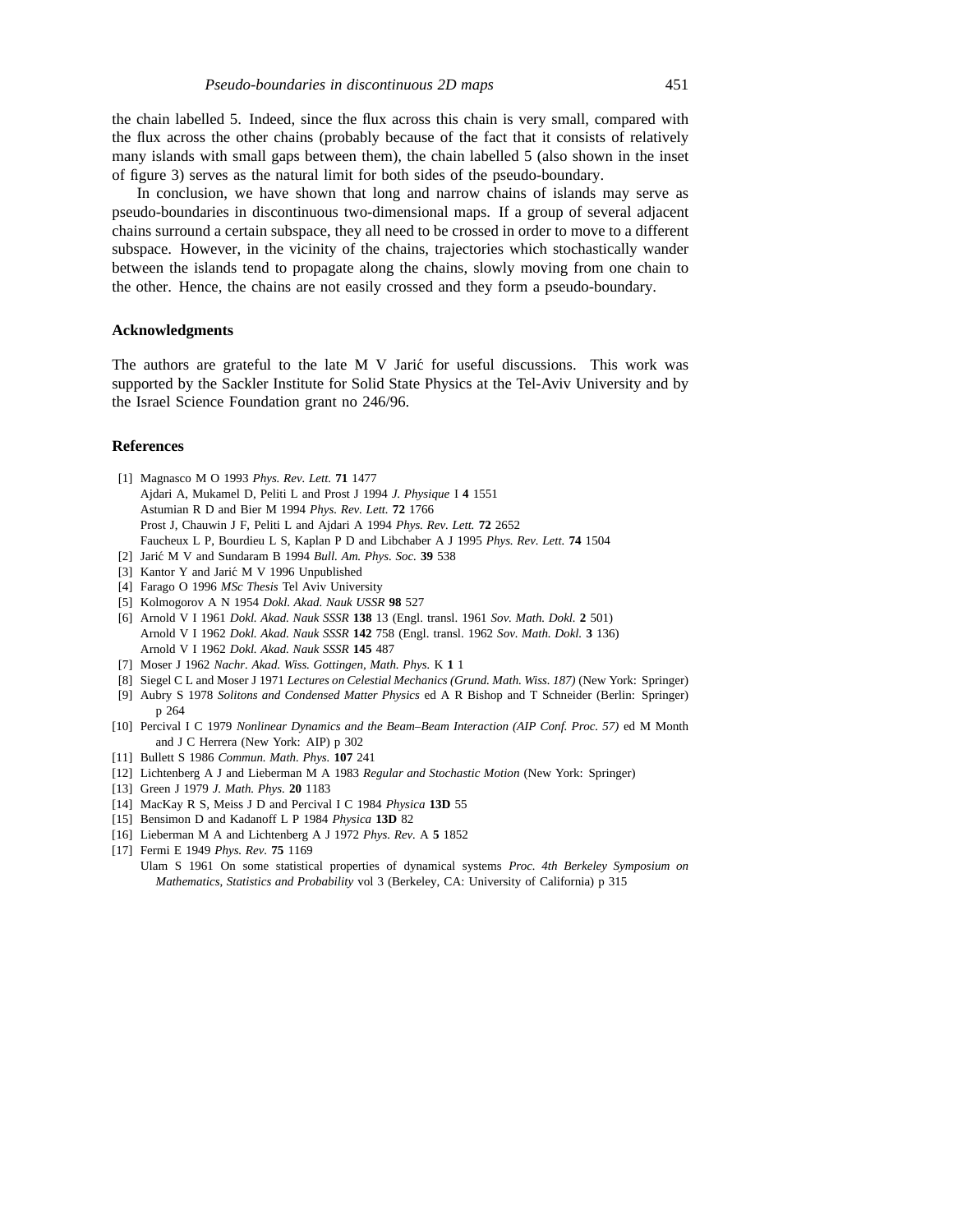the chain labelled 5. Indeed, since the flux across this chain is very small, compared with the flux across the other chains (probably because of the fact that it consists of relatively many islands with small gaps between them), the chain labelled 5 (also shown in the inset of figure 3) serves as the natural limit for both sides of the pseudo-boundary.

In conclusion, we have shown that long and narrow chains of islands may serve as pseudo-boundaries in discontinuous two-dimensional maps. If a group of several adjacent chains surround a certain subspace, they all need to be crossed in order to move to a different subspace. However, in the vicinity of the chains, trajectories which stochastically wander between the islands tend to propagate along the chains, slowly moving from one chain to the other. Hence, the chains are not easily crossed and they form a pseudo-boundary.

## Acknowledgments

The authors are grateful to the late M V Jarić for useful discussions. This work was supported by the Sackler Institute for Solid State Physics at the Tel-Aviv University and by the Israel Science Foundation grant no 246/96.

## References

[1] Magnasco M O 1993 *Phys. Rev. Lett.* **71** 1477
Ajdari A, Mukamel D, Peliti L and Prost J 1994 *J. Physique* I **4** 1551
Astumian R D and Bier M 1994 *Phys. Rev. Lett.* **72** 1766
Prost J, Chauwin J F, Peliti L and Ajdari A 1994 *Phys. Rev. Lett.* **72** 2652
Faucheux L P, Bourdieu L S, Kaplan P D and Libchaber A J 1995 *Phys. Rev. Lett.* **74** 1504

[2] Jarić M V and Sundaram B 1994 *Bull. Am. Phys. Soc.* **39** 538

[3] Kantor Y and Jarić M V 1996 Unpublished

[4] Farago O 1996 *MSc Thesis* Tel Aviv University

[5] Kolmogorov A N 1954 *Dokl. Akad. Nauk USSR* **98** 527

[6] Arnold V I 1961 *Dokl. Akad. Nauk SSSR* **138** 13 (Engl. transl. 1961 *Sov. Math. Dokl.* **2** 501)
Arnold V I 1962 *Dokl. Akad. Nauk SSSR* **142** 758 (Engl. transl. 1962 *Sov. Math. Dokl.* **3** 136)
Arnold V I 1962 *Dokl. Akad. Nauk SSSR* **145** 487

[7] Moser J 1962 *Nachr. Akad. Wiss. Gottingen, Math. Phys.* K **1** 1

[8] Siegel C L and Moser J 1971 *Lectures on Celestial Mechanics (Grund. Math. Wiss. 187)* (New York: Springer)

[9] Aubry S 1978 *Solitons and Condensed Matter Physics* ed A R Bishop and T Schneider (Berlin: Springer) p 264

[10] Percival I C 1979 *Nonlinear Dynamics and the Beam–Beam Interaction (AIP Conf. Proc. 57)* ed M Month and J C Herrera (New York: AIP) p 302

[11] Bullett S 1986 *Commun. Math. Phys.* **107** 241

[12] Lichtenberg A J and Lieberman M A 1983 *Regular and Stochastic Motion* (New York: Springer)

[13] Green J 1979 *J. Math. Phys.* **20** 1183

[14] MacKay R S, Meiss J D and Percival I C 1984 *Physica* **13D** 55

[15] Bensimon D and Kadanoff L P 1984 *Physica* **13D** 82

[16] Lieberman M A and Lichtenberg A J 1972 *Phys. Rev.* A **5** 1852

[17] Fermi E 1949 *Phys. Rev.* **75** 1169
Ulam S 1961 On some statistical properties of dynamical systems *Proc. 4th Berkeley Symposium on Mathematics, Statistics and Probability* vol 3 (Berkeley, CA: University of California) p 315